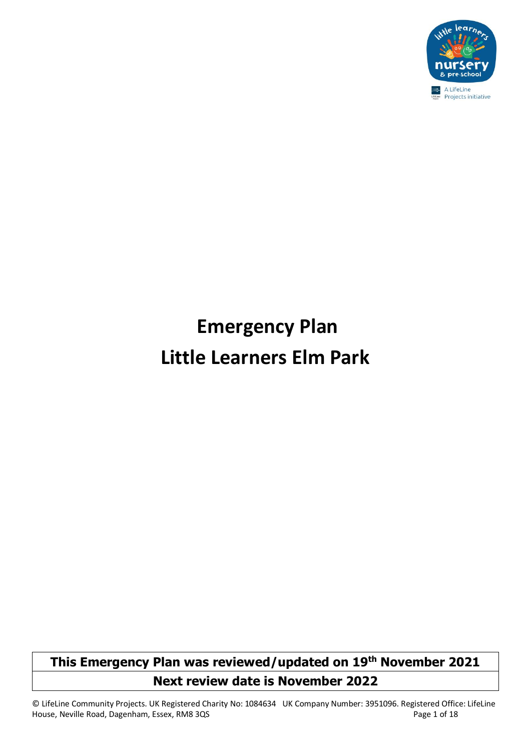# Emergency Plan

# Little Learners Elm Park

| This Emergency Plan was reviewed/updated on 19th November 2021 |
| --- |
| Next review date is November 2022 |

© LifeLine Community Projects. UK Registered Charity No: 1084634 UK Company Number: 3951096. Registered Office: LifeLine House, Neville Road, Dagenham, Essex, RM8 3QS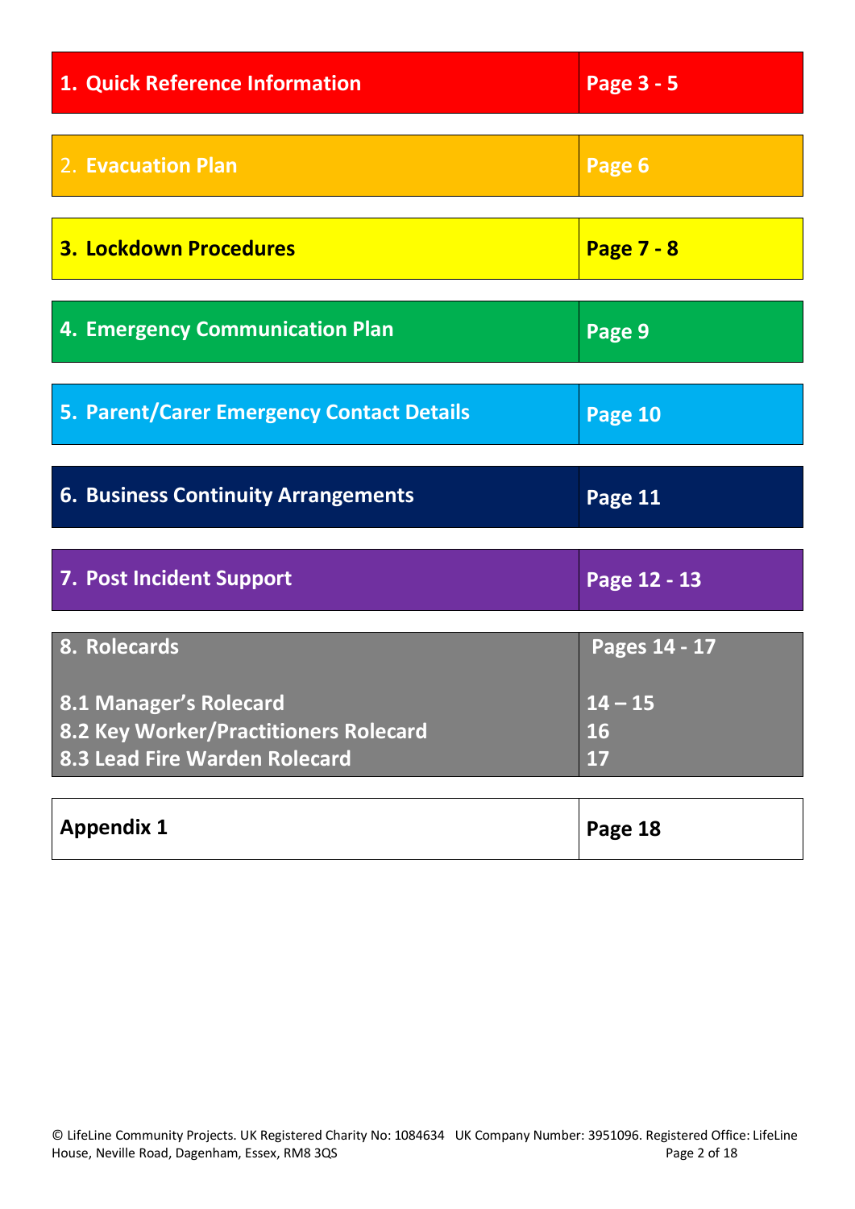| 1. Quick Reference Information | Page 3 - 5 |
|---|---|
| 2. Evacuation Plan | Page 6 |
| 3. Lockdown Procedures | Page 7 - 8 |
| 4. Emergency Communication Plan | Page 9 |
| 5. Parent/Carer Emergency Contact Details | Page 10 |
| 6. Business Continuity Arrangements | Page 11 |
| 7. Post Incident Support | Page 12 - 13 |
| 8. Rolecards | Pages 14 - 17 |
| 8.1 Manager's Rolecard | 14 – 15 |
| 8.2 Key Worker/Practitioners Rolecard | 16 |
| 8.3 Lead Fire Warden Rolecard | 17 |
| Appendix 1 | Page 18 |

© LifeLine Community Projects. UK Registered Charity No: 1084634 UK Company Number: 3951096. Registered Office: LifeLine House, Neville Road, Dagenham, Essex, RM8 3QS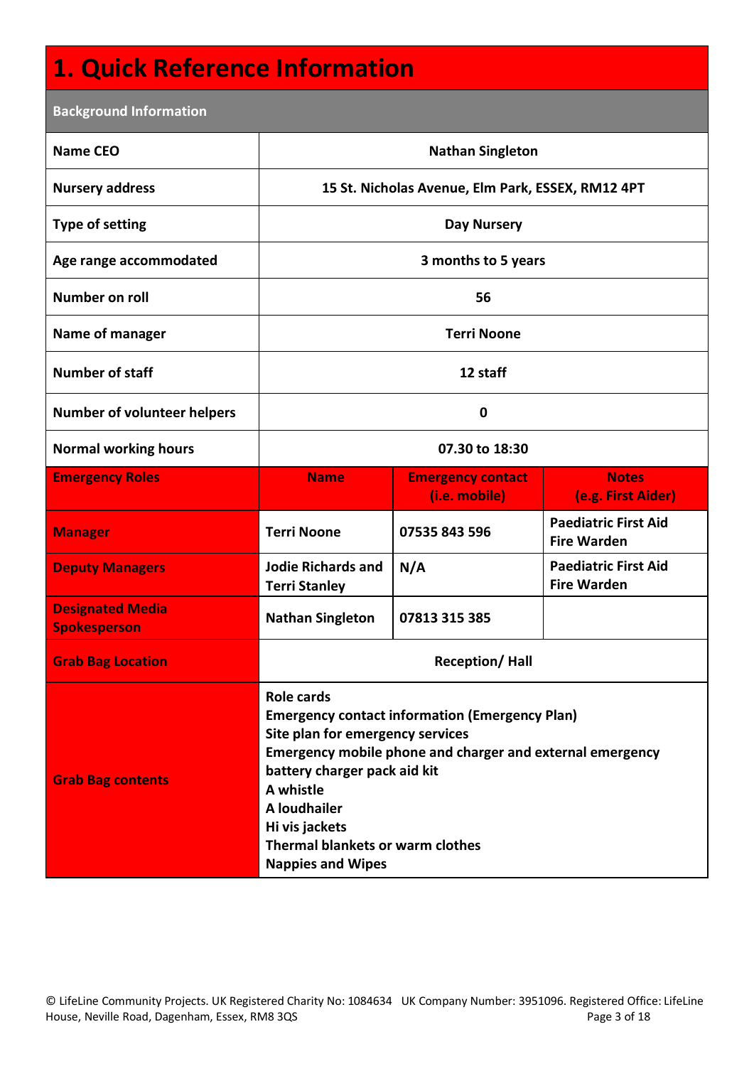# 1. Quick Reference Information

| Background Information | | | |
|---|---|---|---|
| **Name CEO** | **Nathan Singleton** | | |
| **Nursery address** | **15 St. Nicholas Avenue, Elm Park, ESSEX, RM12 4PT** | | |
| **Type of setting** | **Day Nursery** | | |
| **Age range accommodated** | **3 months to 5 years** | | |
| **Number on roll** | **56** | | |
| **Name of manager** | **Terri Noone** | | |
| **Number of staff** | **12 staff** | | |
| **Number of volunteer helpers** | **0** | | |
| **Normal working hours** | **07.30 to 18:30** | | |
| **Emergency Roles** | **Name** | **Emergency contact (i.e. mobile)** | **Notes (e.g. First Aider)** |
| **Manager** | **Terri Noone** | **07535 843 596** | **Paediatric First Aid Fire Warden** |
| **Deputy Managers** | **Jodie Richards and Terri Stanley** | **N/A** | **Paediatric First Aid Fire Warden** |
| **Designated Media Spokesperson** | **Nathan Singleton** | **07813 315 385** | |
| **Grab Bag Location** | **Reception/ Hall** | | |
| **Grab Bag contents** | **Role cards**<br>**Emergency contact information (Emergency Plan)**<br>**Site plan for emergency services**<br>**Emergency mobile phone and charger and external emergency battery charger pack aid kit**<br>**A whistle**<br>**A loudhailer**<br>**Hi vis jackets**<br>**Thermal blankets or warm clothes**<br>**Nappies and Wipes** | | |

© LifeLine Community Projects. UK Registered Charity No: 1084634 UK Company Number: 3951096. Registered Office: LifeLine House, Neville Road, Dagenham, Essex, RM8 3QS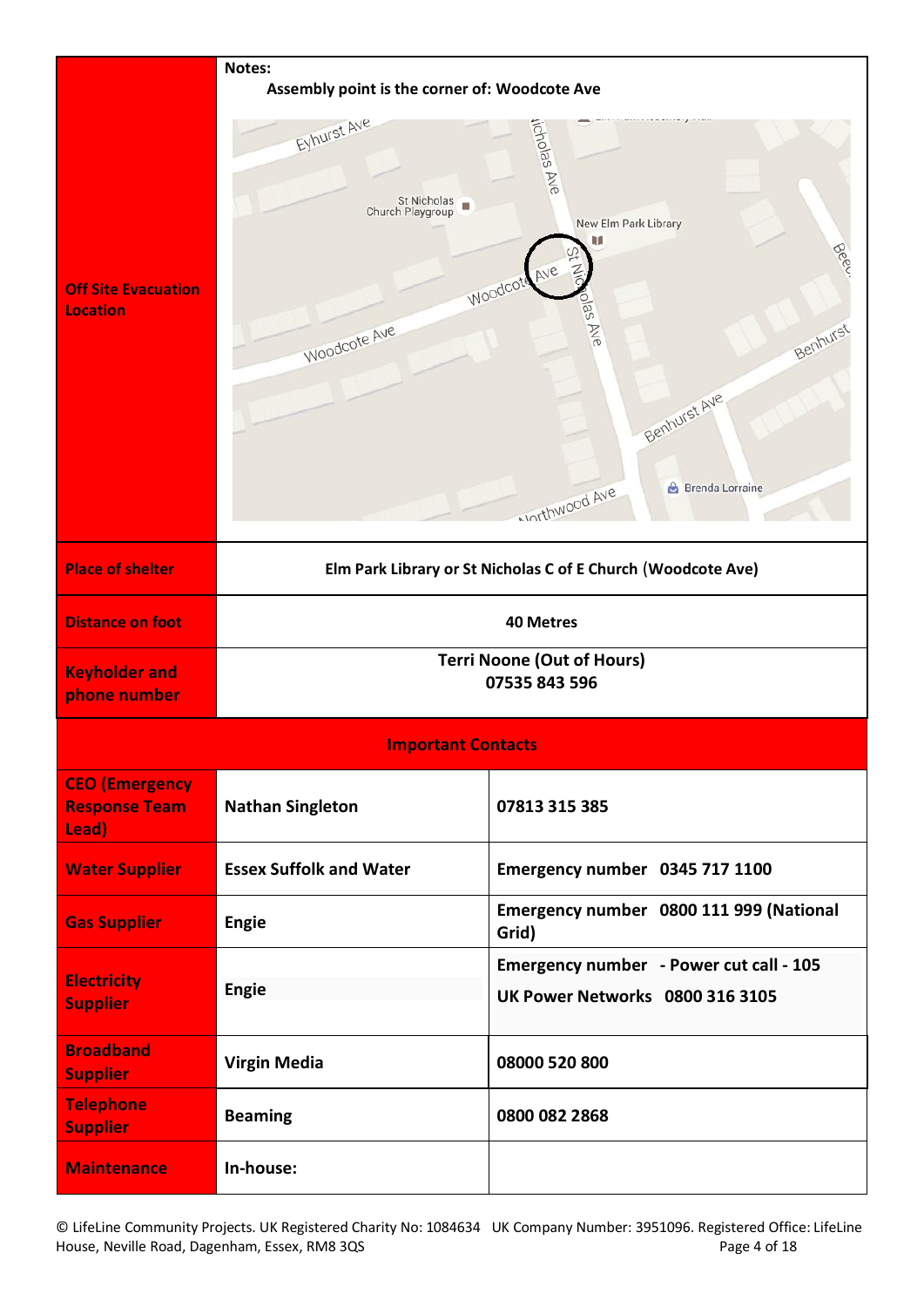| Off Site Evacuation Location | Notes:<br>**Assembly point is the corner of: Woodcote Ave** |
|---|---|
| **Place of shelter** | **Elm Park Library or St Nicholas C of E Church (Woodcote Ave)** |
| **Distance on foot** | **40 Metres** |
| **Keyholder and phone number** | **Terri Noone (Out of Hours)**<br>**07535 843 596** |

| **Important Contacts** | | |
|---|---|---|
| **CEO (Emergency Response Team Lead)** | **Nathan Singleton** | **07813 315 385** |
| **Water Supplier** | **Essex Suffolk and Water** | **Emergency number 0345 717 1100** |
| **Gas Supplier** | **Engie** | **Emergency number 0800 111 999 (National Grid)** |
| **Electricity Supplier** | **Engie** | **Emergency number - Power cut call - 105**<br>**UK Power Networks 0800 316 3105** |
| **Broadband Supplier** | **Virgin Media** | **08000 520 800** |
| **Telephone Supplier** | **Beaming** | **0800 082 2868** |
| **Maintenance** | **In-house:** | |

© LifeLine Community Projects. UK Registered Charity No: 1084634 UK Company Number: 3951096. Registered Office: LifeLine House, Neville Road, Dagenham, Essex, RM8 3QS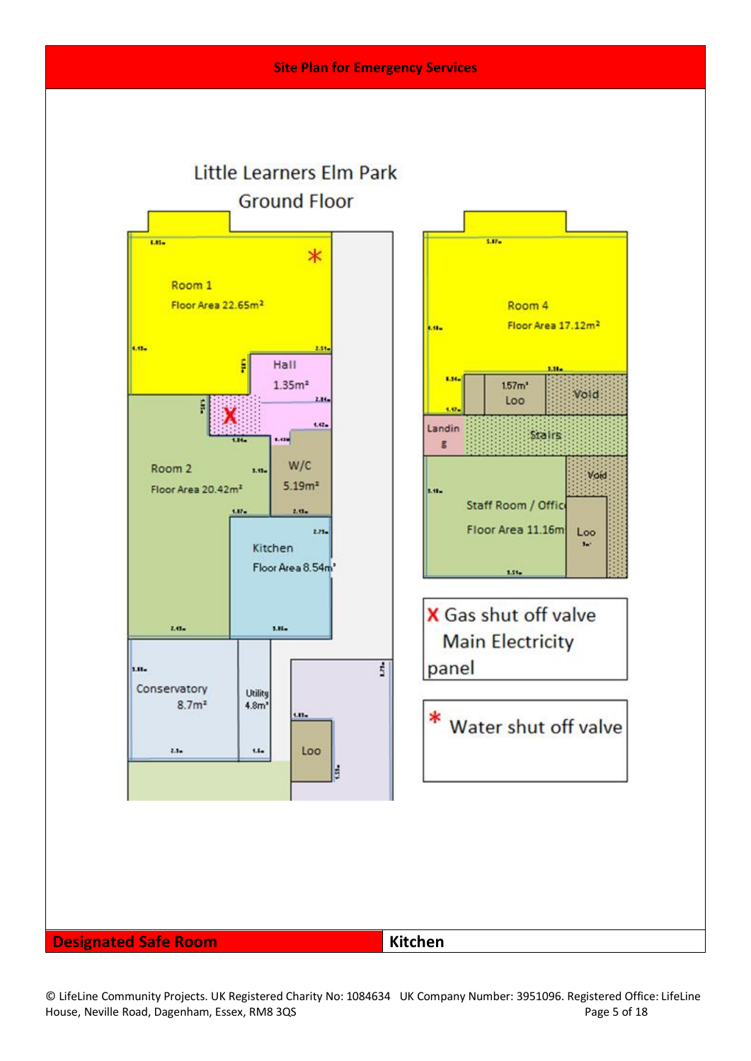## Site Plan for Emergency Services

Little Learners Elm Park
Ground Floor

Room 1
Floor Area 22.65m²

Hall
1.35m²

Room 2
Floor Area 20.42m²

W/C
5.19m²

Kitchen
Floor Area 8.54m²

Conservatory
8.7m²

Utility
4.8m²

Loo

Room 4
Floor Area 17.12m²

1.57m²
Loo

Void

Landing

Stairs

Staff Room / Office
Floor Area 11.16m²

Void

Loo

X Gas shut off valve
Main Electricity panel

\* Water shut off valve

| Designated Safe Room | Kitchen |
|---|---|

© LifeLine Community Projects. UK Registered Charity No: 1084634 UK Company Number: 3951096. Registered Office: LifeLine House, Neville Road, Dagenham, Essex, RM8 3QS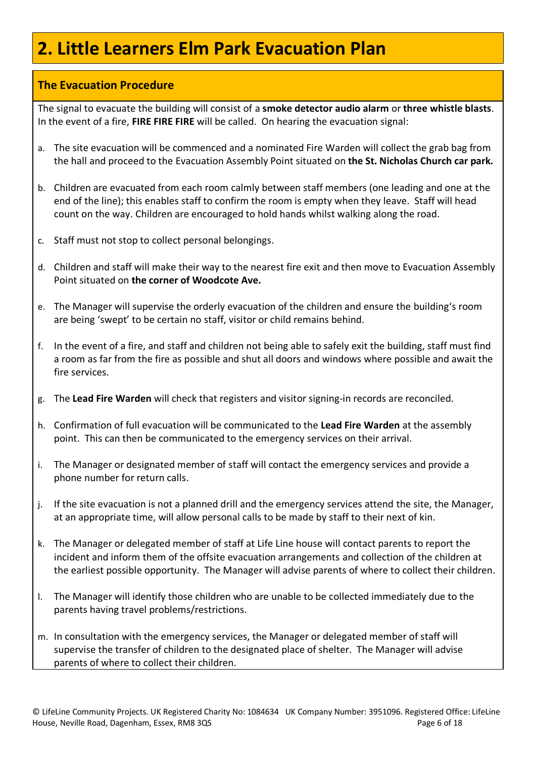# 2. Little Learners Elm Park Evacuation Plan

## The Evacuation Procedure

The signal to evacuate the building will consist of a **smoke detector audio alarm** or **three whistle blasts**. In the event of a fire, **FIRE FIRE FIRE** will be called. On hearing the evacuation signal:

a. The site evacuation will be commenced and a nominated Fire Warden will collect the grab bag from the hall and proceed to the Evacuation Assembly Point situated on **the St. Nicholas Church car park.**

b. Children are evacuated from each room calmly between staff members (one leading and one at the end of the line); this enables staff to confirm the room is empty when they leave. Staff will head count on the way. Children are encouraged to hold hands whilst walking along the road.

c. Staff must not stop to collect personal belongings.

d. Children and staff will make their way to the nearest fire exit and then move to Evacuation Assembly Point situated on **the corner of Woodcote Ave.**

e. The Manager will supervise the orderly evacuation of the children and ensure the building's room are being 'swept' to be certain no staff, visitor or child remains behind.

f. In the event of a fire, and staff and children not being able to safely exit the building, staff must find a room as far from the fire as possible and shut all doors and windows where possible and await the fire services.

g. The **Lead Fire Warden** will check that registers and visitor signing-in records are reconciled.

h. Confirmation of full evacuation will be communicated to the **Lead Fire Warden** at the assembly point. This can then be communicated to the emergency services on their arrival.

i. The Manager or designated member of staff will contact the emergency services and provide a phone number for return calls.

j. If the site evacuation is not a planned drill and the emergency services attend the site, the Manager, at an appropriate time, will allow personal calls to be made by staff to their next of kin.

k. The Manager or delegated member of staff at Life Line house will contact parents to report the incident and inform them of the offsite evacuation arrangements and collection of the children at the earliest possible opportunity. The Manager will advise parents of where to collect their children.

l. The Manager will identify those children who are unable to be collected immediately due to the parents having travel problems/restrictions.

m. In consultation with the emergency services, the Manager or delegated member of staff will supervise the transfer of children to the designated place of shelter. The Manager will advise parents of where to collect their children.

© LifeLine Community Projects. UK Registered Charity No: 1084634 UK Company Number: 3951096. Registered Office: LifeLine House, Neville Road, Dagenham, Essex, RM8 3QS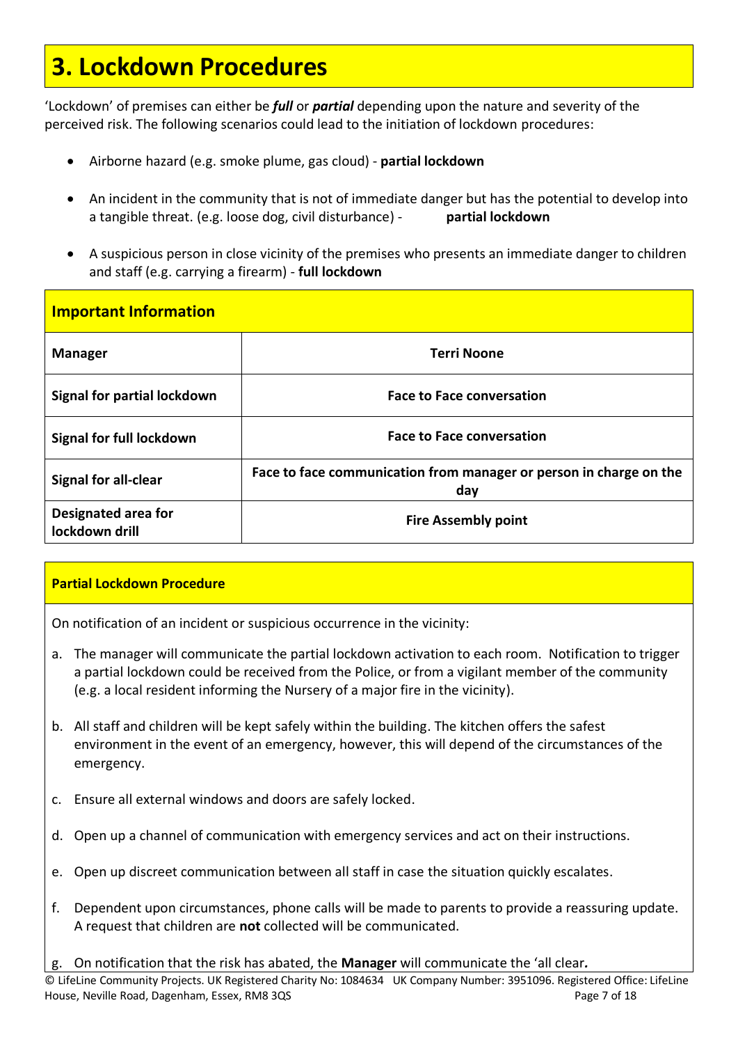# 3. Lockdown Procedures

'Lockdown' of premises can either be ***full*** or ***partial*** depending upon the nature and severity of the perceived risk. The following scenarios could lead to the initiation of lockdown procedures:

- Airborne hazard (e.g. smoke plume, gas cloud) - **partial lockdown**
- An incident in the community that is not of immediate danger but has the potential to develop into a tangible threat. (e.g. loose dog, civil disturbance) - **partial lockdown**
- A suspicious person in close vicinity of the premises who presents an immediate danger to children and staff (e.g. carrying a firearm) - **full lockdown**

| **Important Information** | |
|---|---|
| **Manager** | **Terri Noone** |
| **Signal for partial lockdown** | **Face to Face conversation** |
| **Signal for full lockdown** | **Face to Face conversation** |
| **Signal for all-clear** | **Face to face communication from manager or person in charge on the day** |
| **Designated area for lockdown drill** | **Fire Assembly point** |

**Partial Lockdown Procedure**

On notification of an incident or suspicious occurrence in the vicinity:

a. The manager will communicate the partial lockdown activation to each room. Notification to trigger a partial lockdown could be received from the Police, or from a vigilant member of the community (e.g. a local resident informing the Nursery of a major fire in the vicinity).

b. All staff and children will be kept safely within the building. The kitchen offers the safest environment in the event of an emergency, however, this will depend of the circumstances of the emergency.

c. Ensure all external windows and doors are safely locked.

d. Open up a channel of communication with emergency services and act on their instructions.

e. Open up discreet communication between all staff in case the situation quickly escalates.

f. Dependent upon circumstances, phone calls will be made to parents to provide a reassuring update. A request that children are **not** collected will be communicated.

g. On notification that the risk has abated, the **Manager** will communicate the 'all clear**.**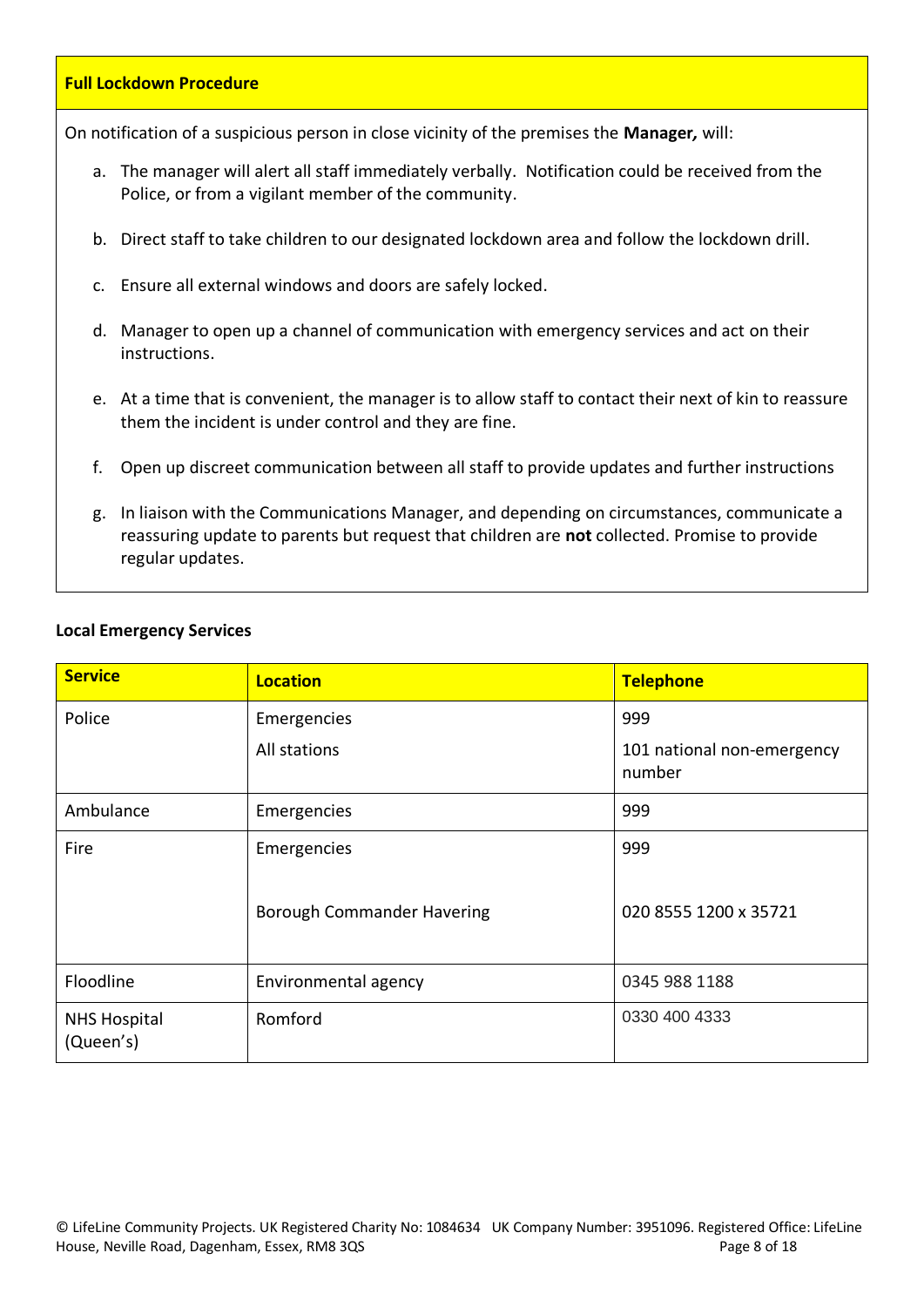**Full Lockdown Procedure**

On notification of a suspicious person in close vicinity of the premises the **Manager,** will:

a. The manager will alert all staff immediately verbally. Notification could be received from the Police, or from a vigilant member of the community.

b. Direct staff to take children to our designated lockdown area and follow the lockdown drill.

c. Ensure all external windows and doors are safely locked.

d. Manager to open up a channel of communication with emergency services and act on their instructions.

e. At a time that is convenient, the manager is to allow staff to contact their next of kin to reassure them the incident is under control and they are fine.

f. Open up discreet communication between all staff to provide updates and further instructions

g. In liaison with the Communications Manager, and depending on circumstances, communicate a reassuring update to parents but request that children are **not** collected. Promise to provide regular updates.

**Local Emergency Services**

| Service | Location | Telephone |
|---|---|---|
| Police | Emergencies<br>All stations | 999<br>101 national non-emergency number |
| Ambulance | Emergencies | 999 |
| Fire | Emergencies<br><br>Borough Commander Havering | 999<br><br>020 8555 1200 x 35721 |
| Floodline | Environmental agency | 0345 988 1188 |
| NHS Hospital (Queen's) | Romford | 0330 400 4333 |

© LifeLine Community Projects. UK Registered Charity No: 1084634 UK Company Number: 3951096. Registered Office: LifeLine House, Neville Road, Dagenham, Essex, RM8 3QS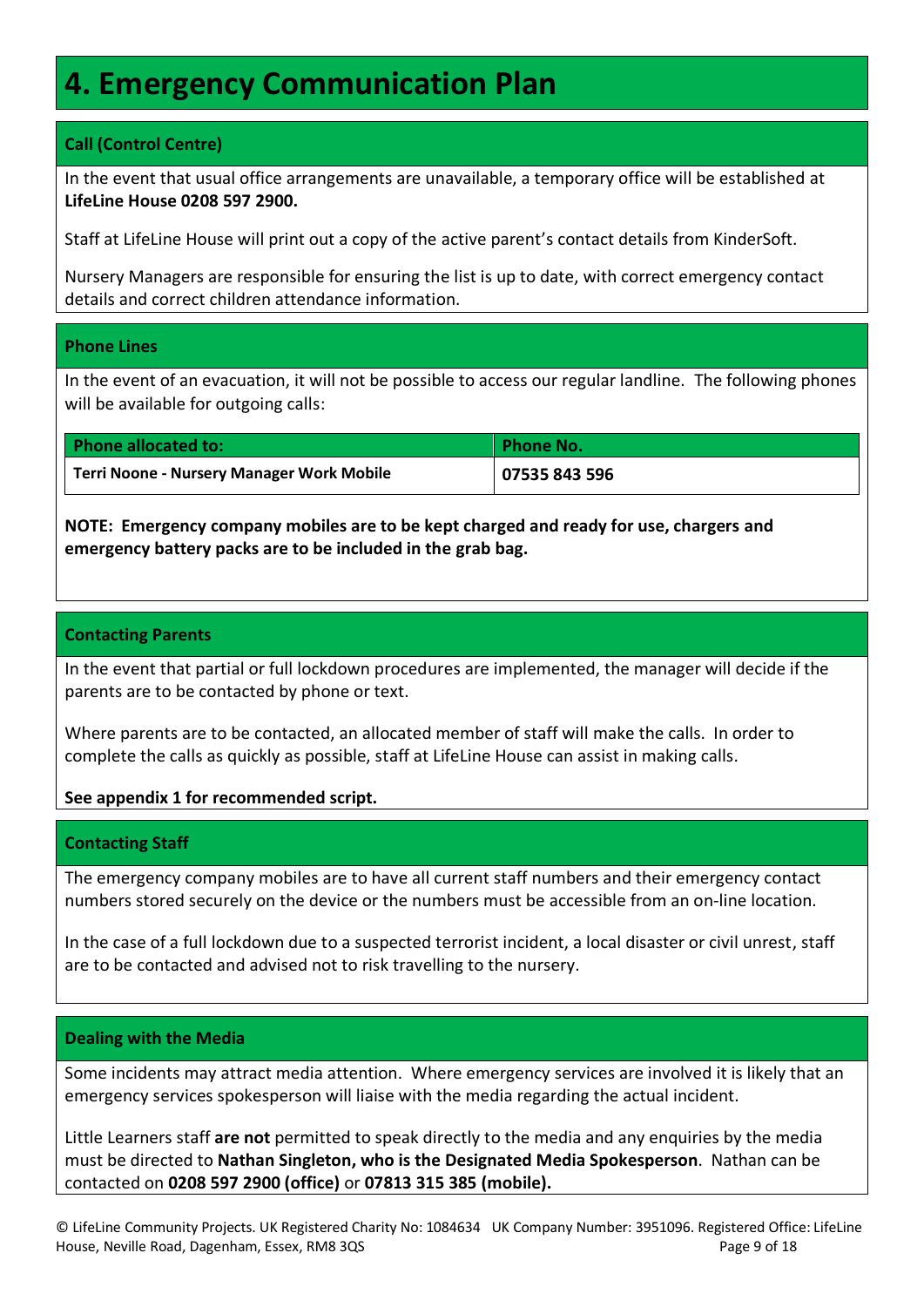# 4. Emergency Communication Plan

### Call (Control Centre)

In the event that usual office arrangements are unavailable, a temporary office will be established at **LifeLine House 0208 597 2900.**

Staff at LifeLine House will print out a copy of the active parent's contact details from KinderSoft.

Nursery Managers are responsible for ensuring the list is up to date, with correct emergency contact details and correct children attendance information.

### Phone Lines

In the event of an evacuation, it will not be possible to access our regular landline. The following phones will be available for outgoing calls:

| Phone allocated to: | Phone No. |
|---|---|
| **Terri Noone - Nursery Manager Work Mobile** | **07535 843 596** |

**NOTE: Emergency company mobiles are to be kept charged and ready for use, chargers and emergency battery packs are to be included in the grab bag.**

### Contacting Parents

In the event that partial or full lockdown procedures are implemented, the manager will decide if the parents are to be contacted by phone or text.

Where parents are to be contacted, an allocated member of staff will make the calls. In order to complete the calls as quickly as possible, staff at LifeLine House can assist in making calls.

**See appendix 1 for recommended script.**

### Contacting Staff

The emergency company mobiles are to have all current staff numbers and their emergency contact numbers stored securely on the device or the numbers must be accessible from an on-line location.

In the case of a full lockdown due to a suspected terrorist incident, a local disaster or civil unrest, staff are to be contacted and advised not to risk travelling to the nursery.

### Dealing with the Media

Some incidents may attract media attention. Where emergency services are involved it is likely that an emergency services spokesperson will liaise with the media regarding the actual incident.

Little Learners staff **are not** permitted to speak directly to the media and any enquiries by the media must be directed to **Nathan Singleton, who is the Designated Media Spokesperson**. Nathan can be contacted on **0208 597 2900 (office)** or **07813 315 385 (mobile).**

© LifeLine Community Projects. UK Registered Charity No: 1084634 UK Company Number: 3951096. Registered Office: LifeLine House, Neville Road, Dagenham, Essex, RM8 3QS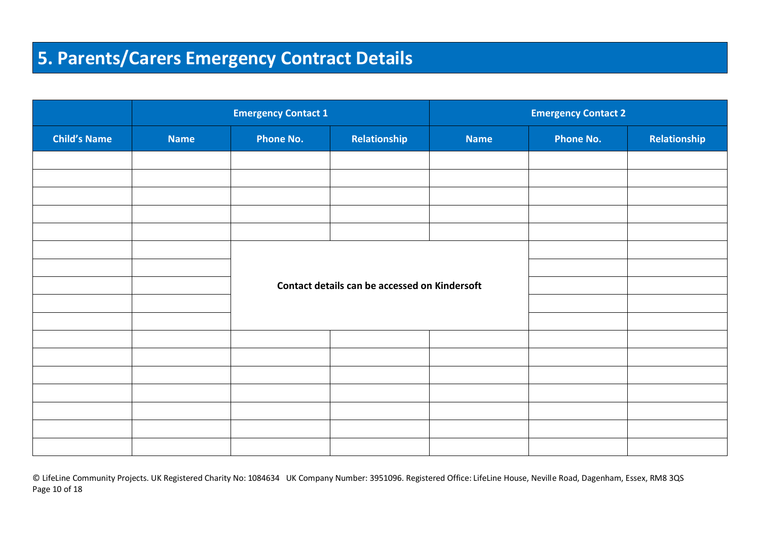# 5. Parents/Carers Emergency Contract Details

| | Emergency Contact 1 | | | Emergency Contact 2 | | |
|---|---|---|---|---|---|---|
| Child's Name | Name | Phone No. | Relationship | Name | Phone No. | Relationship |
| | | | | | | |
| | | | | | | |
| | | | | | | |
| | | | | | | |
| | | | | | | |
| | | | | | | |
| | | | | | | |
| | | Contact details can be accessed on Kindersoft | | | | |
| | | | | | | |
| | | | | | | |
| | | | | | | |
| | | | | | | |
| | | | | | | |
| | | | | | | |
| | | | | | | |
| | | | | | | |
| | | | | | | |

© LifeLine Community Projects. UK Registered Charity No: 1084634 UK Company Number: 3951096. Registered Office: LifeLine House, Neville Road, Dagenham, Essex, RM8 3QS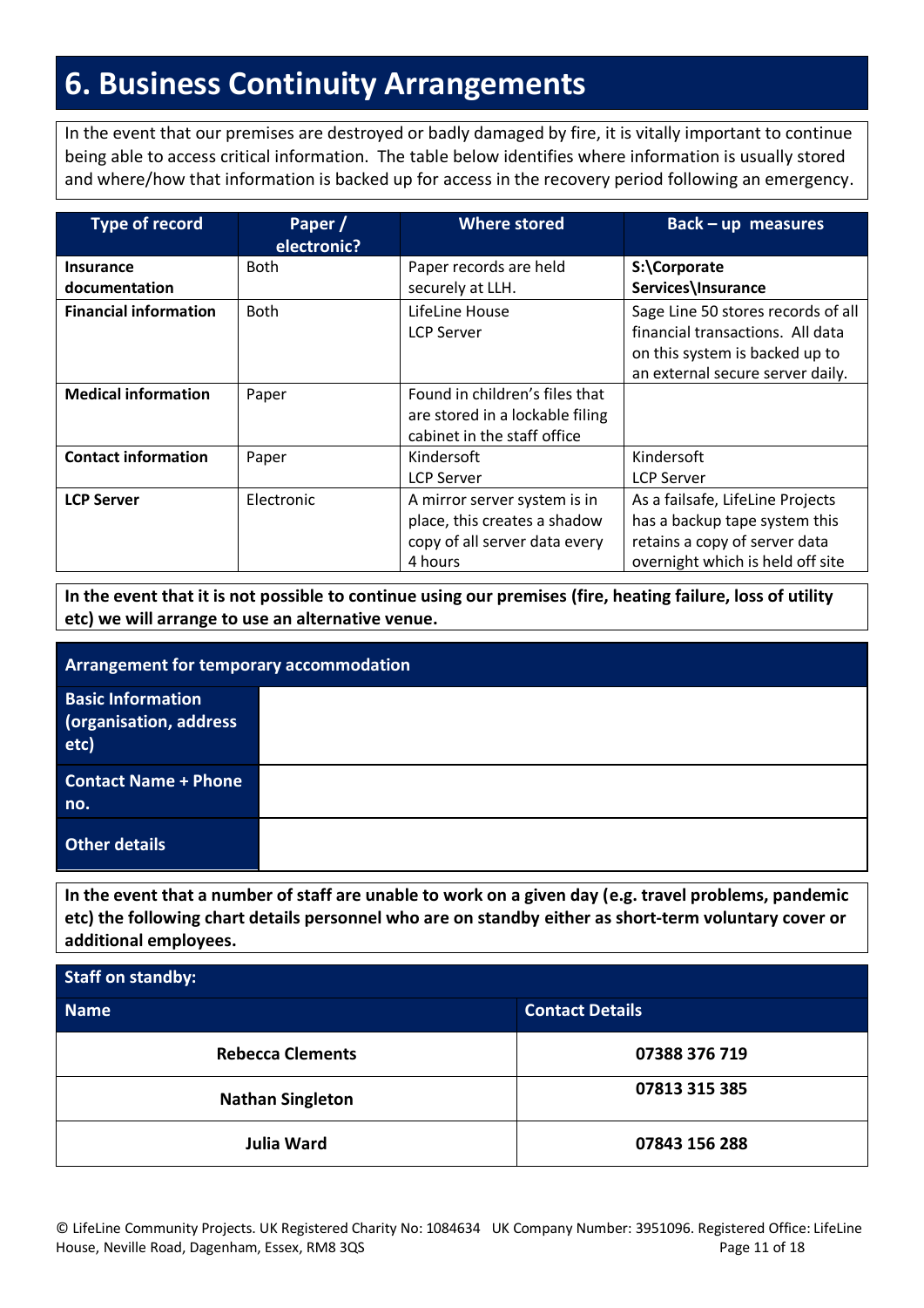# 6. Business Continuity Arrangements

In the event that our premises are destroyed or badly damaged by fire, it is vitally important to continue being able to access critical information. The table below identifies where information is usually stored and where/how that information is backed up for access in the recovery period following an emergency.

| Type of record | Paper / electronic? | Where stored | Back – up measures |
|---|---|---|---|
| **Insurance documentation** | Both | Paper records are held securely at LLH. | **S:\Corporate Services\Insurance** |
| **Financial information** | Both | LifeLine House<br>LCP Server | Sage Line 50 stores records of all financial transactions. All data on this system is backed up to an external secure server daily. |
| **Medical information** | Paper | Found in children's files that are stored in a lockable filing cabinet in the staff office | |
| **Contact information** | Paper | Kindersoft<br>LCP Server | Kindersoft<br>LCP Server |
| **LCP Server** | Electronic | A mirror server system is in place, this creates a shadow copy of all server data every 4 hours | As a failsafe, LifeLine Projects has a backup tape system this retains a copy of server data overnight which is held off site |

**In the event that it is not possible to continue using our premises (fire, heating failure, loss of utility etc) we will arrange to use an alternative venue.**

| Arrangement for temporary accommodation | |
|---|---|
| **Basic Information (organisation, address etc)** | |
| **Contact Name + Phone no.** | |
| **Other details** | |

**In the event that a number of staff are unable to work on a given day (e.g. travel problems, pandemic etc) the following chart details personnel who are on standby either as short-term voluntary cover or additional employees.**

| Staff on standby: | |
|---|---|
| **Name** | **Contact Details** |
| **Rebecca Clements** | **07388 376 719** |
| **Nathan Singleton** | **07813 315 385** |
| **Julia Ward** | **07843 156 288** |

© LifeLine Community Projects. UK Registered Charity No: 1084634 UK Company Number: 3951096. Registered Office: LifeLine House, Neville Road, Dagenham, Essex, RM8 3QS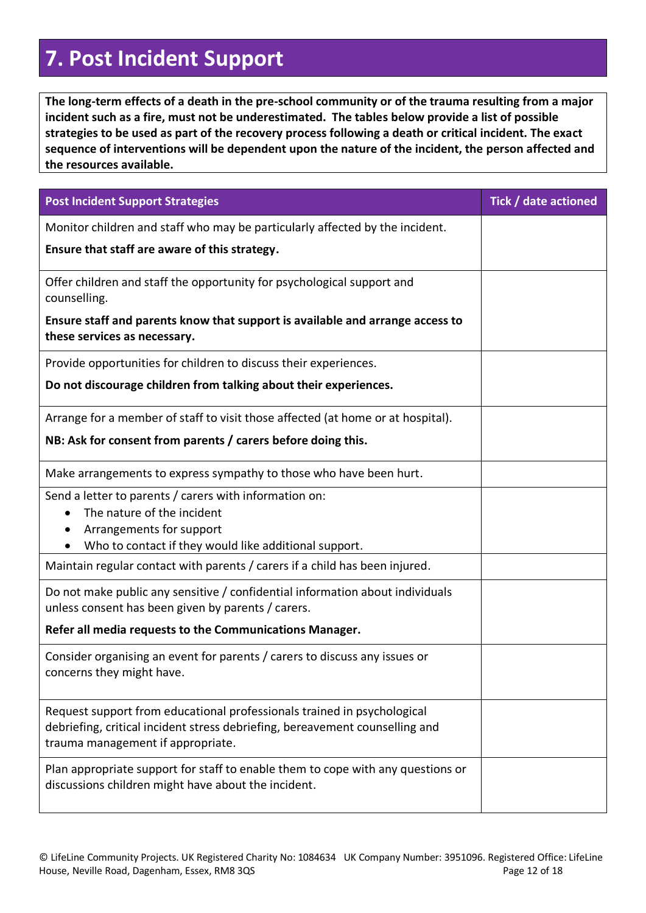# 7. Post Incident Support

**The long-term effects of a death in the pre-school community or of the trauma resulting from a major incident such as a fire, must not be underestimated. The tables below provide a list of possible strategies to be used as part of the recovery process following a death or critical incident. The exact sequence of interventions will be dependent upon the nature of the incident, the person affected and the resources available.**

| Post Incident Support Strategies | Tick / date actioned |
|---|---|
| Monitor children and staff who may be particularly affected by the incident.<br>**Ensure that staff are aware of this strategy.** | |
| Offer children and staff the opportunity for psychological support and counselling.<br>**Ensure staff and parents know that support is available and arrange access to these services as necessary.** | |
| Provide opportunities for children to discuss their experiences.<br>**Do not discourage children from talking about their experiences.** | |
| Arrange for a member of staff to visit those affected (at home or at hospital).<br>**NB: Ask for consent from parents / carers before doing this.** | |
| Make arrangements to express sympathy to those who have been hurt. | |
| Send a letter to parents / carers with information on:<br>• The nature of the incident<br>• Arrangements for support<br>• Who to contact if they would like additional support. | |
| Maintain regular contact with parents / carers if a child has been injured. | |
| Do not make public any sensitive / confidential information about individuals unless consent has been given by parents / carers.<br>**Refer all media requests to the Communications Manager.** | |
| Consider organising an event for parents / carers to discuss any issues or concerns they might have. | |
| Request support from educational professionals trained in psychological debriefing, critical incident stress debriefing, bereavement counselling and trauma management if appropriate. | |
| Plan appropriate support for staff to enable them to cope with any questions or discussions children might have about the incident. | |

© LifeLine Community Projects. UK Registered Charity No: 1084634 UK Company Number: 3951096. Registered Office: LifeLine House, Neville Road, Dagenham, Essex, RM8 3QS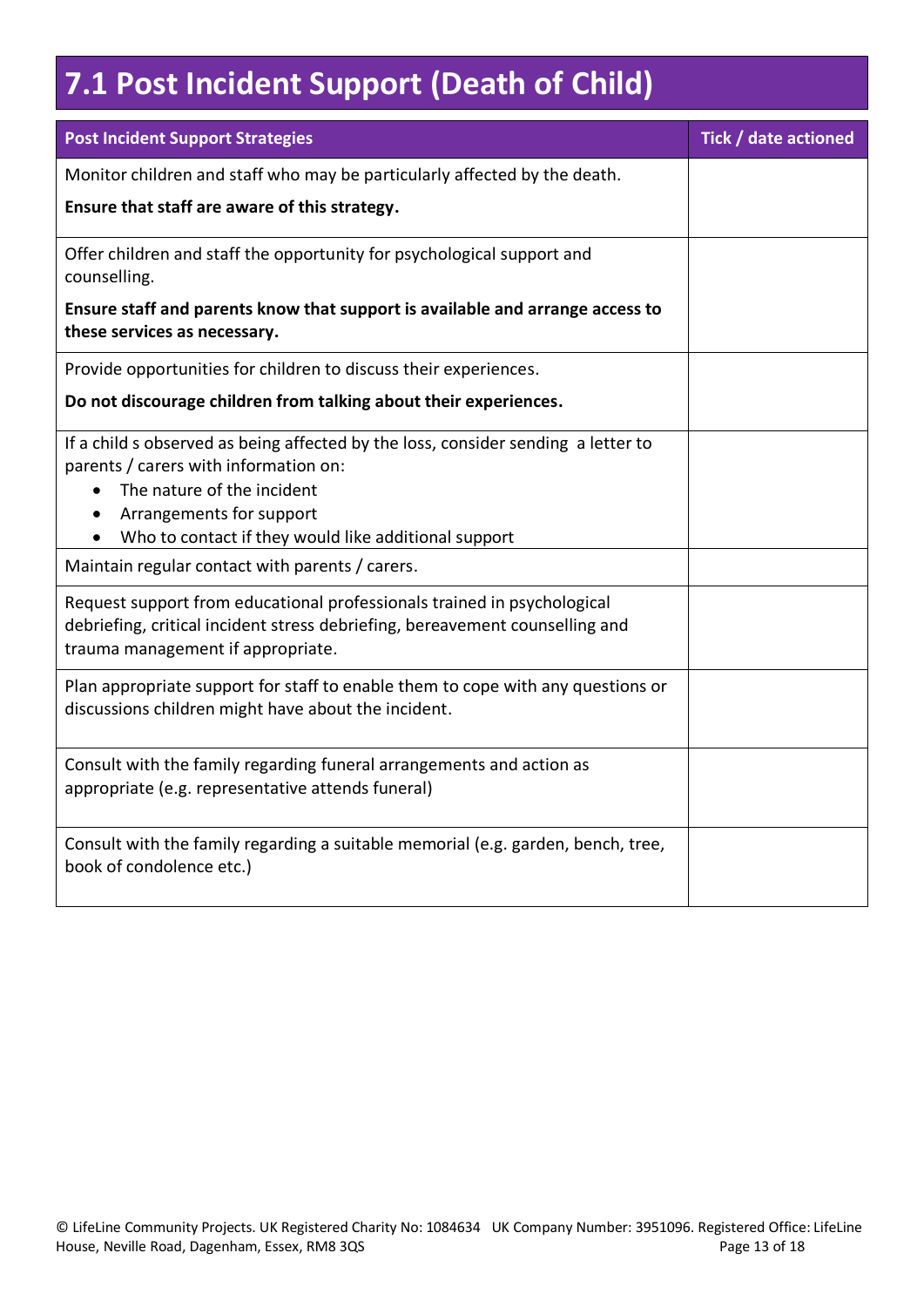# 7.1 Post Incident Support (Death of Child)

| Post Incident Support Strategies | Tick / date actioned |
|---|---|
| Monitor children and staff who may be particularly affected by the death.<br><br>**Ensure that staff are aware of this strategy.** | |
| Offer children and staff the opportunity for psychological support and counselling.<br><br>**Ensure staff and parents know that support is available and arrange access to these services as necessary.** | |
| Provide opportunities for children to discuss their experiences.<br><br>**Do not discourage children from talking about their experiences.** | |
| If a child s observed as being affected by the loss, consider sending a letter to parents / carers with information on:<br>• The nature of the incident<br>• Arrangements for support<br>• Who to contact if they would like additional support | |
| Maintain regular contact with parents / carers. | |
| Request support from educational professionals trained in psychological debriefing, critical incident stress debriefing, bereavement counselling and trauma management if appropriate. | |
| Plan appropriate support for staff to enable them to cope with any questions or discussions children might have about the incident. | |
| Consult with the family regarding funeral arrangements and action as appropriate (e.g. representative attends funeral) | |
| Consult with the family regarding a suitable memorial (e.g. garden, bench, tree, book of condolence etc.) | |

© LifeLine Community Projects. UK Registered Charity No: 1084634 UK Company Number: 3951096. Registered Office: LifeLine House, Neville Road, Dagenham, Essex, RM8 3QS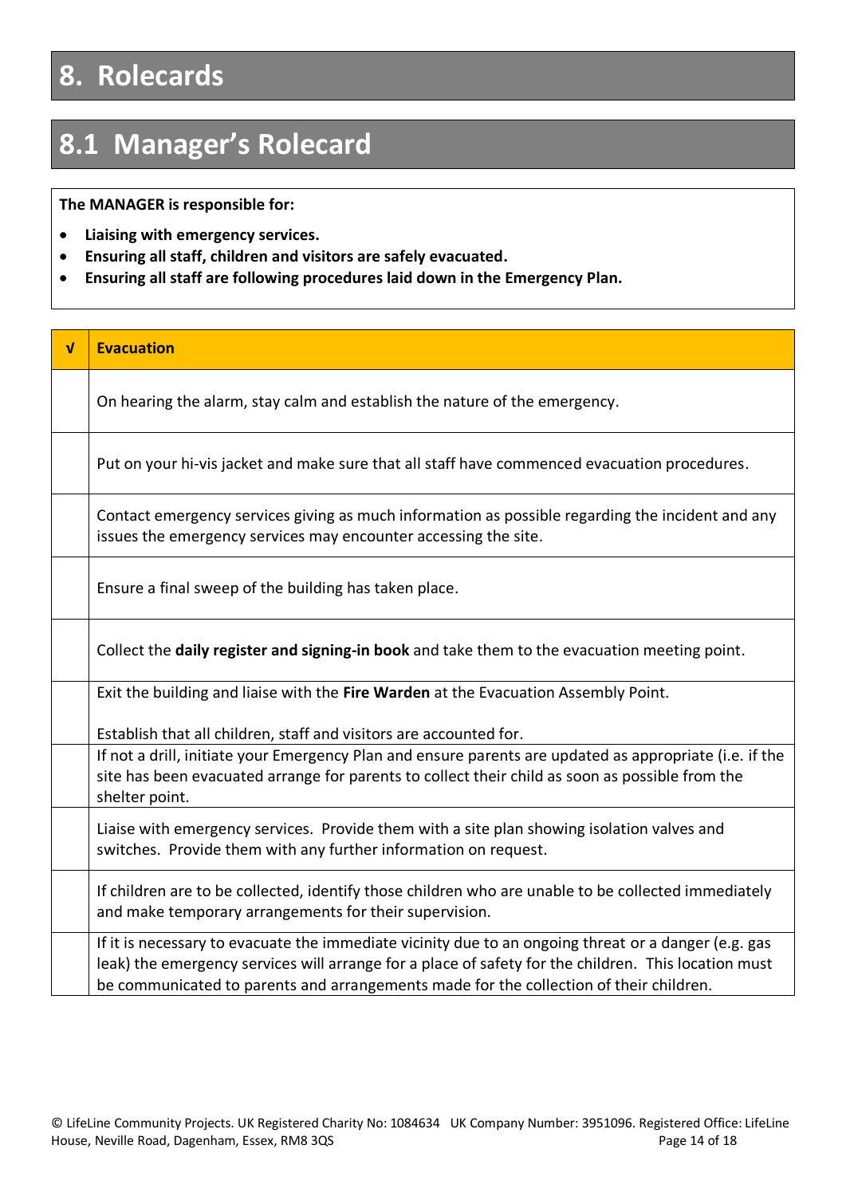# 8. Rolecards

## 8.1 Manager's Rolecard

**The MANAGER is responsible for:**

- **Liaising with emergency services.**
- **Ensuring all staff, children and visitors are safely evacuated.**
- **Ensuring all staff are following procedures laid down in the Emergency Plan.**

| √ | Evacuation |
|---|---|
| | On hearing the alarm, stay calm and establish the nature of the emergency. |
| | Put on your hi-vis jacket and make sure that all staff have commenced evacuation procedures. |
| | Contact emergency services giving as much information as possible regarding the incident and any issues the emergency services may encounter accessing the site. |
| | Ensure a final sweep of the building has taken place. |
| | Collect the **daily register and signing-in book** and take them to the evacuation meeting point. |
| | Exit the building and liaise with the **Fire Warden** at the Evacuation Assembly Point.<br><br>Establish that all children, staff and visitors are accounted for. |
| | If not a drill, initiate your Emergency Plan and ensure parents are updated as appropriate (i.e. if the site has been evacuated arrange for parents to collect their child as soon as possible from the shelter point. |
| | Liaise with emergency services. Provide them with a site plan showing isolation valves and switches. Provide them with any further information on request. |
| | If children are to be collected, identify those children who are unable to be collected immediately and make temporary arrangements for their supervision. |
| | If it is necessary to evacuate the immediate vicinity due to an ongoing threat or a danger (e.g. gas leak) the emergency services will arrange for a place of safety for the children. This location must be communicated to parents and arrangements made for the collection of their children. |

© LifeLine Community Projects. UK Registered Charity No: 1084634 UK Company Number: 3951096. Registered Office: LifeLine House, Neville Road, Dagenham, Essex, RM8 3QS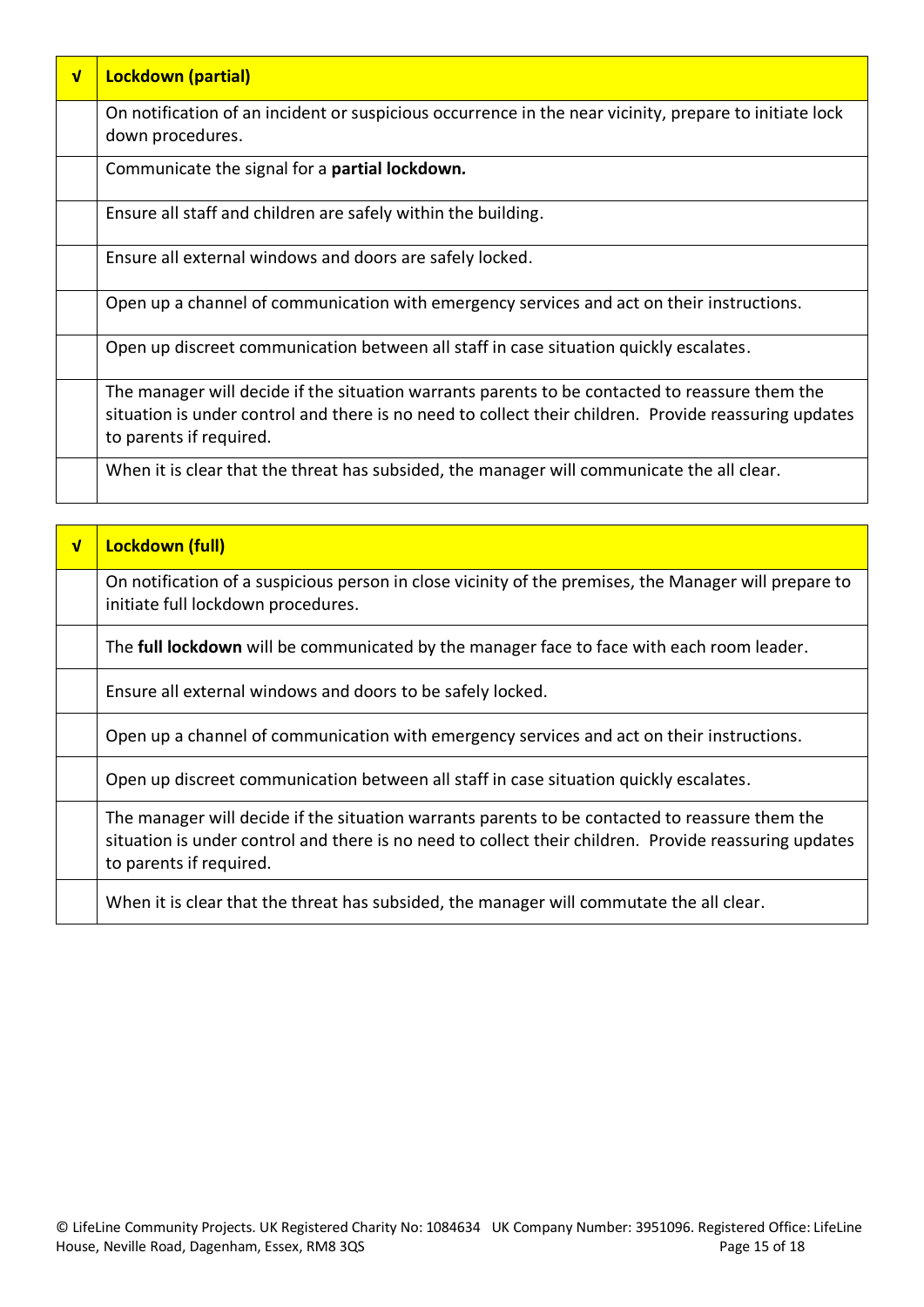| √ | **Lockdown (partial)** |
|---|---|
| | On notification of an incident or suspicious occurrence in the near vicinity, prepare to initiate lock down procedures. |
| | Communicate the signal for a **partial lockdown.** |
| | Ensure all staff and children are safely within the building. |
| | Ensure all external windows and doors are safely locked. |
| | Open up a channel of communication with emergency services and act on their instructions. |
| | Open up discreet communication between all staff in case situation quickly escalates. |
| | The manager will decide if the situation warrants parents to be contacted to reassure them the situation is under control and there is no need to collect their children. Provide reassuring updates to parents if required. |
| | When it is clear that the threat has subsided, the manager will communicate the all clear. |

| √ | **Lockdown (full)** |
|---|---|
| | On notification of a suspicious person in close vicinity of the premises, the Manager will prepare to initiate full lockdown procedures. |
| | The **full lockdown** will be communicated by the manager face to face with each room leader. |
| | Ensure all external windows and doors to be safely locked. |
| | Open up a channel of communication with emergency services and act on their instructions. |
| | Open up discreet communication between all staff in case situation quickly escalates. |
| | The manager will decide if the situation warrants parents to be contacted to reassure them the situation is under control and there is no need to collect their children. Provide reassuring updates to parents if required. |
| | When it is clear that the threat has subsided, the manager will commutate the all clear. |

© LifeLine Community Projects. UK Registered Charity No: 1084634 UK Company Number: 3951096. Registered Office: LifeLine House, Neville Road, Dagenham, Essex, RM8 3QS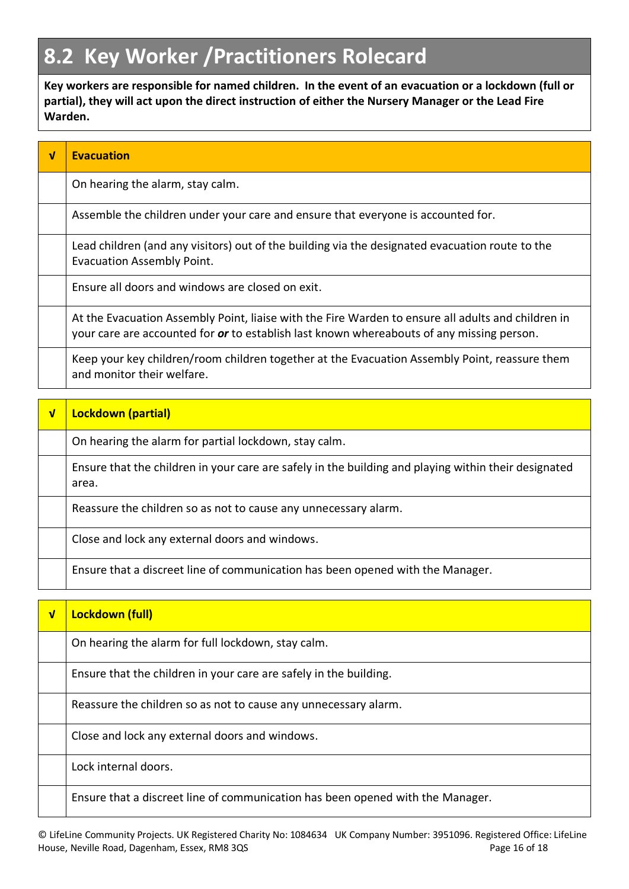## 8.2 Key Worker /Practitioners Rolecard

**Key workers are responsible for named children. In the event of an evacuation or a lockdown (full or partial), they will act upon the direct instruction of either the Nursery Manager or the Lead Fire Warden.**

| √ | **Evacuation** |
|---|---|
| | On hearing the alarm, stay calm. |
| | Assemble the children under your care and ensure that everyone is accounted for. |
| | Lead children (and any visitors) out of the building via the designated evacuation route to the Evacuation Assembly Point. |
| | Ensure all doors and windows are closed on exit. |
| | At the Evacuation Assembly Point, liaise with the Fire Warden to ensure all adults and children in your care are accounted for ***or*** to establish last known whereabouts of any missing person. |
| | Keep your key children/room children together at the Evacuation Assembly Point, reassure them and monitor their welfare. |

| √ | **Lockdown (partial)** |
|---|---|
| | On hearing the alarm for partial lockdown, stay calm. |
| | Ensure that the children in your care are safely in the building and playing within their designated area. |
| | Reassure the children so as not to cause any unnecessary alarm. |
| | Close and lock any external doors and windows. |
| | Ensure that a discreet line of communication has been opened with the Manager. |

| √ | **Lockdown (full)** |
|---|---|
| | On hearing the alarm for full lockdown, stay calm. |
| | Ensure that the children in your care are safely in the building. |
| | Reassure the children so as not to cause any unnecessary alarm. |
| | Close and lock any external doors and windows. |
| | Lock internal doors. |
| | Ensure that a discreet line of communication has been opened with the Manager. |

© LifeLine Community Projects. UK Registered Charity No: 1084634 UK Company Number: 3951096. Registered Office: LifeLine House, Neville Road, Dagenham, Essex, RM8 3QS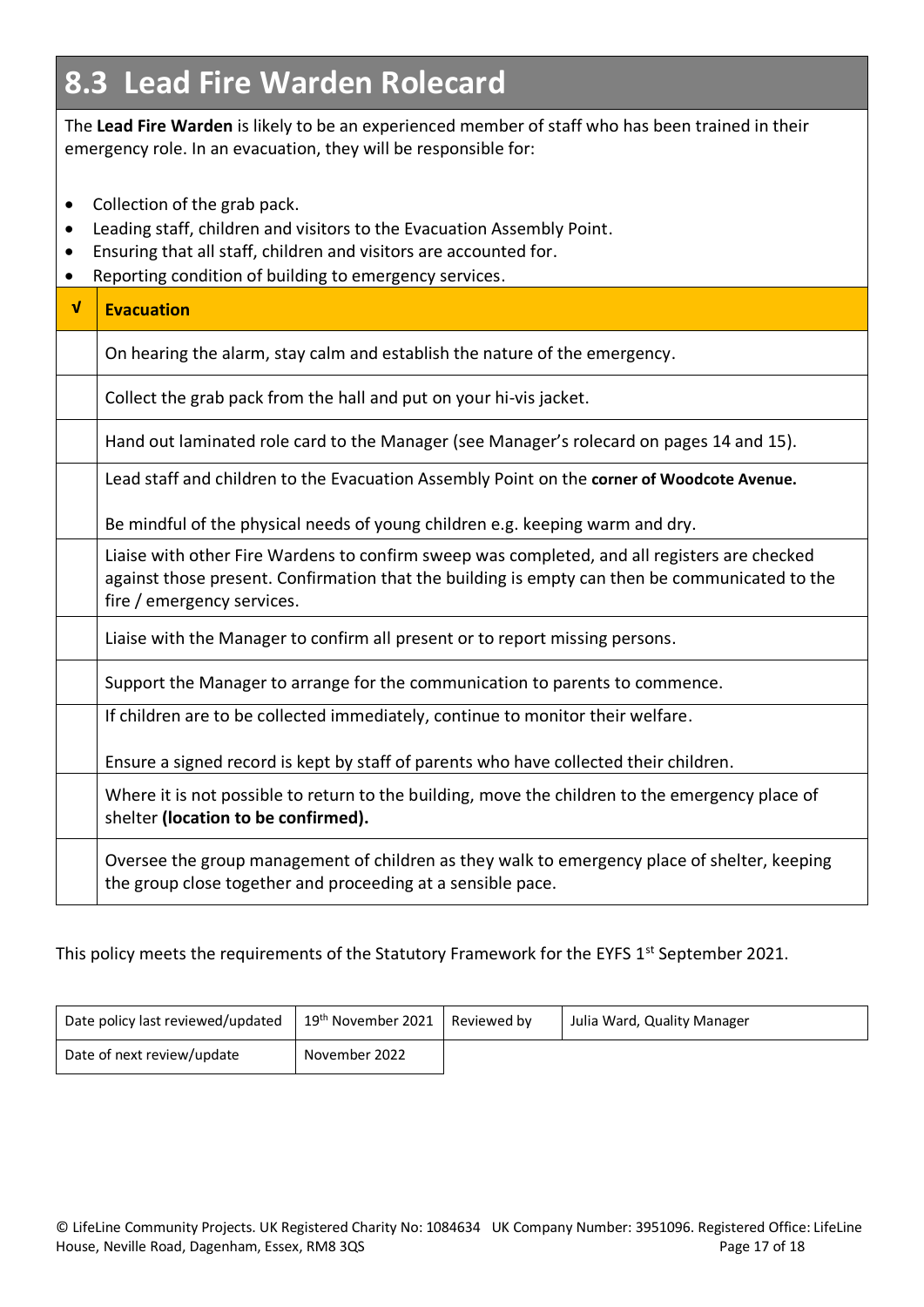## 8.3 Lead Fire Warden Rolecard

The **Lead Fire Warden** is likely to be an experienced member of staff who has been trained in their emergency role. In an evacuation, they will be responsible for:

- Collection of the grab pack.
- Leading staff, children and visitors to the Evacuation Assembly Point.
- Ensuring that all staff, children and visitors are accounted for.
- Reporting condition of building to emergency services.

| √ | **Evacuation** |
|---|---|
| | On hearing the alarm, stay calm and establish the nature of the emergency. |
| | Collect the grab pack from the hall and put on your hi-vis jacket. |
| | Hand out laminated role card to the Manager (see Manager's rolecard on pages 14 and 15). |
| | Lead staff and children to the Evacuation Assembly Point on the **corner of Woodcote Avenue.**<br><br>Be mindful of the physical needs of young children e.g. keeping warm and dry. |
| | Liaise with other Fire Wardens to confirm sweep was completed, and all registers are checked against those present. Confirmation that the building is empty can then be communicated to the fire / emergency services. |
| | Liaise with the Manager to confirm all present or to report missing persons. |
| | Support the Manager to arrange for the communication to parents to commence. |
| | If children are to be collected immediately, continue to monitor their welfare.<br><br>Ensure a signed record is kept by staff of parents who have collected their children. |
| | Where it is not possible to return to the building, move the children to the emergency place of shelter **(location to be confirmed).** |
| | Oversee the group management of children as they walk to emergency place of shelter, keeping the group close together and proceeding at a sensible pace. |

This policy meets the requirements of the Statutory Framework for the EYFS 1st September 2021.

| Date policy last reviewed/updated | 19th November 2021 | Reviewed by | Julia Ward, Quality Manager |
|---|---|---|---|
| Date of next review/update | November 2022 | | |

© LifeLine Community Projects. UK Registered Charity No: 1084634 UK Company Number: 3951096. Registered Office: LifeLine House, Neville Road, Dagenham, Essex, RM8 3QS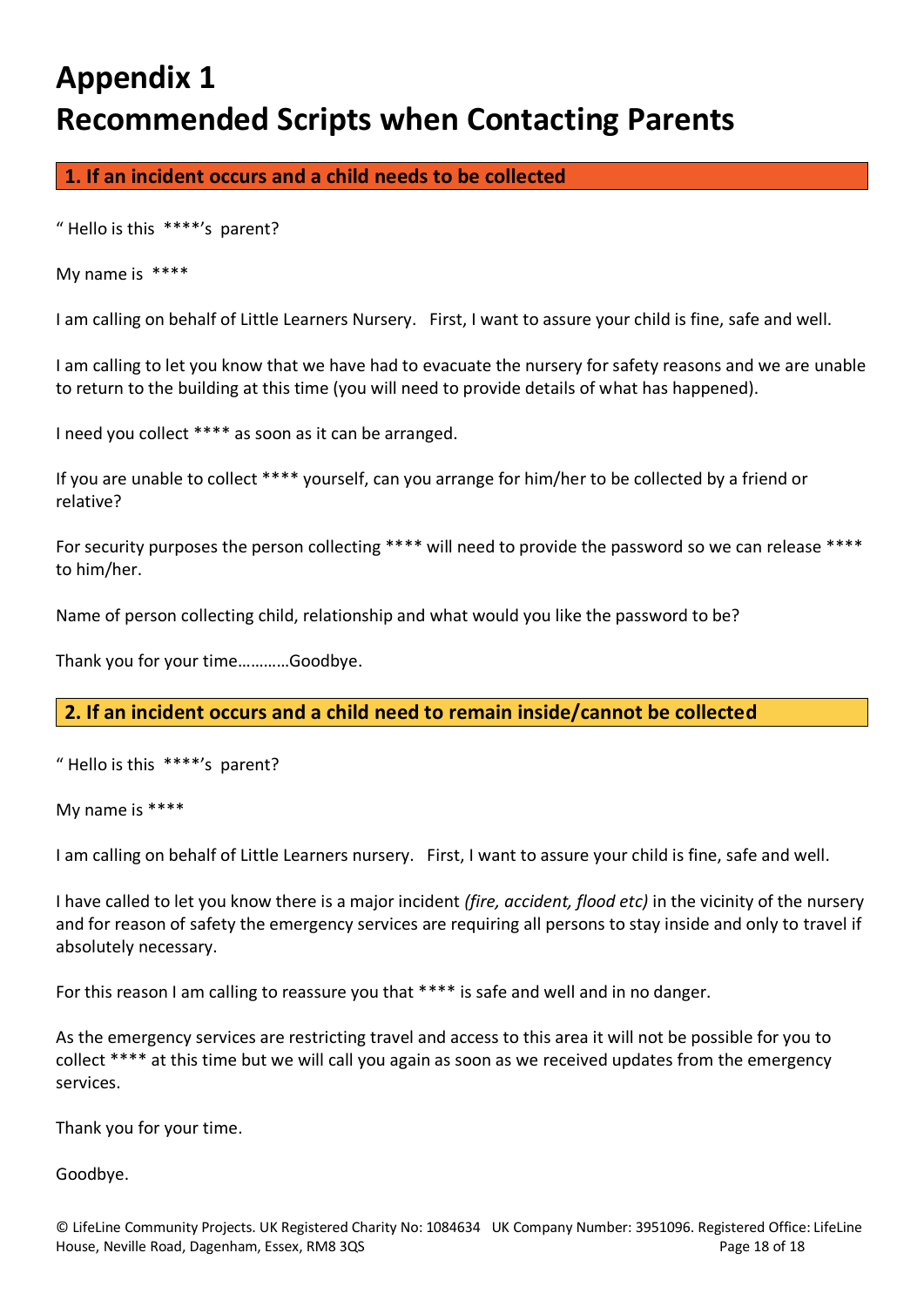# Appendix 1
# Recommended Scripts when Contacting Parents

## 1. If an incident occurs and a child needs to be collected

" Hello is this ****'s parent?

My name is ****

I am calling on behalf of Little Learners Nursery. First, I want to assure your child is fine, safe and well.

I am calling to let you know that we have had to evacuate the nursery for safety reasons and we are unable to return to the building at this time (you will need to provide details of what has happened).

I need you collect **** as soon as it can be arranged.

If you are unable to collect **** yourself, can you arrange for him/her to be collected by a friend or relative?

For security purposes the person collecting **** will need to provide the password so we can release **** to him/her.

Name of person collecting child, relationship and what would you like the password to be?

Thank you for your time………..Goodbye.

## 2. If an incident occurs and a child need to remain inside/cannot be collected

" Hello is this ****'s parent?

My name is ****

I am calling on behalf of Little Learners nursery. First, I want to assure your child is fine, safe and well.

I have called to let you know there is a major incident *(fire, accident, flood etc)* in the vicinity of the nursery and for reason of safety the emergency services are requiring all persons to stay inside and only to travel if absolutely necessary.

For this reason I am calling to reassure you that **** is safe and well and in no danger.

As the emergency services are restricting travel and access to this area it will not be possible for you to collect **** at this time but we will call you again as soon as we received updates from the emergency services.

Thank you for your time.

Goodbye.

© LifeLine Community Projects. UK Registered Charity No: 1084634 UK Company Number: 3951096. Registered Office: LifeLine House, Neville Road, Dagenham, Essex, RM8 3QS